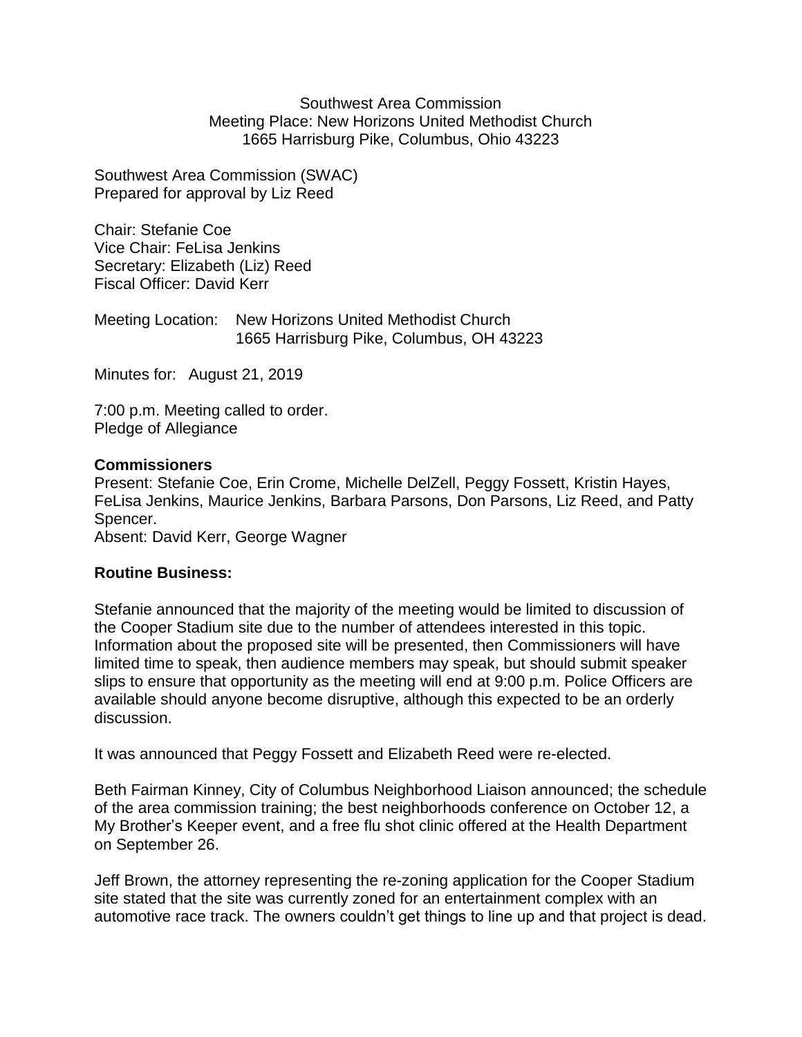Southwest Area Commission
Meeting Place: New Horizons United Methodist Church
1665 Harrisburg Pike, Columbus, Ohio 43223

Southwest Area Commission (SWAC)
Prepared for approval by Liz Reed

Chair: Stefanie Coe
Vice Chair: FeLisa Jenkins
Secretary: Elizabeth (Liz) Reed
Fiscal Officer: David Kerr

Meeting Location: New Horizons United Methodist Church
1665 Harrisburg Pike, Columbus, OH 43223

Minutes for: August 21, 2019

7:00 p.m. Meeting called to order.
Pledge of Allegiance

**Commissioners**
Present: Stefanie Coe, Erin Crome, Michelle DelZell, Peggy Fossett, Kristin Hayes, FeLisa Jenkins, Maurice Jenkins, Barbara Parsons, Don Parsons, Liz Reed, and Patty Spencer.
Absent: David Kerr, George Wagner

**Routine Business:**

Stefanie announced that the majority of the meeting would be limited to discussion of the Cooper Stadium site due to the number of attendees interested in this topic. Information about the proposed site will be presented, then Commissioners will have limited time to speak, then audience members may speak, but should submit speaker slips to ensure that opportunity as the meeting will end at 9:00 p.m. Police Officers are available should anyone become disruptive, although this expected to be an orderly discussion.

It was announced that Peggy Fossett and Elizabeth Reed were re-elected.

Beth Fairman Kinney, City of Columbus Neighborhood Liaison announced; the schedule of the area commission training; the best neighborhoods conference on October 12, a My Brother's Keeper event, and a free flu shot clinic offered at the Health Department on September 26.

Jeff Brown, the attorney representing the re-zoning application for the Cooper Stadium site stated that the site was currently zoned for an entertainment complex with an automotive race track. The owners couldn't get things to line up and that project is dead.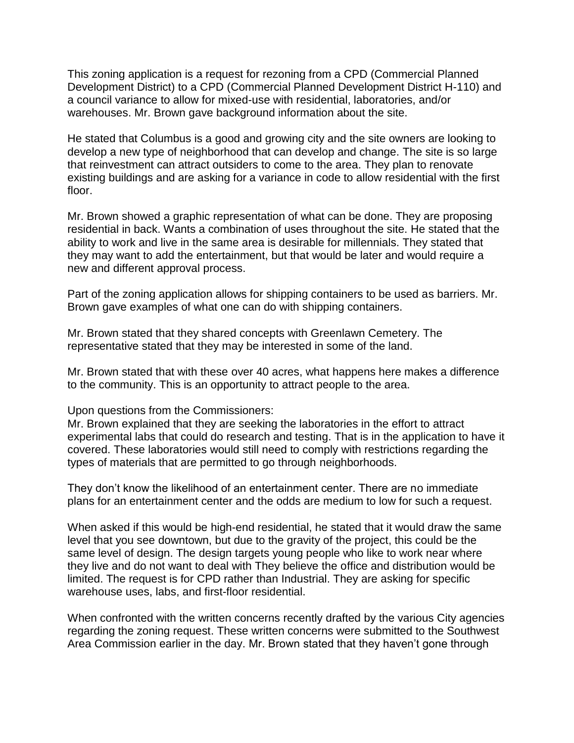This zoning application is a request for rezoning from a CPD (Commercial Planned Development District) to a CPD (Commercial Planned Development District H-110) and a council variance to allow for mixed-use with residential, laboratories, and/or warehouses. Mr. Brown gave background information about the site.

He stated that Columbus is a good and growing city and the site owners are looking to develop a new type of neighborhood that can develop and change. The site is so large that reinvestment can attract outsiders to come to the area. They plan to renovate existing buildings and are asking for a variance in code to allow residential with the first floor.

Mr. Brown showed a graphic representation of what can be done. They are proposing residential in back. Wants a combination of uses throughout the site. He stated that the ability to work and live in the same area is desirable for millennials. They stated that they may want to add the entertainment, but that would be later and would require a new and different approval process.

Part of the zoning application allows for shipping containers to be used as barriers. Mr. Brown gave examples of what one can do with shipping containers.

Mr. Brown stated that they shared concepts with Greenlawn Cemetery. The representative stated that they may be interested in some of the land.

Mr. Brown stated that with these over 40 acres, what happens here makes a difference to the community. This is an opportunity to attract people to the area.

Upon questions from the Commissioners:
Mr. Brown explained that they are seeking the laboratories in the effort to attract experimental labs that could do research and testing. That is in the application to have it covered. These laboratories would still need to comply with restrictions regarding the types of materials that are permitted to go through neighborhoods.

They don't know the likelihood of an entertainment center. There are no immediate plans for an entertainment center and the odds are medium to low for such a request.

When asked if this would be high-end residential, he stated that it would draw the same level that you see downtown, but due to the gravity of the project, this could be the same level of design. The design targets young people who like to work near where they live and do not want to deal with They believe the office and distribution would be limited. The request is for CPD rather than Industrial. They are asking for specific warehouse uses, labs, and first-floor residential.

When confronted with the written concerns recently drafted by the various City agencies regarding the zoning request. These written concerns were submitted to the Southwest Area Commission earlier in the day. Mr. Brown stated that they haven't gone through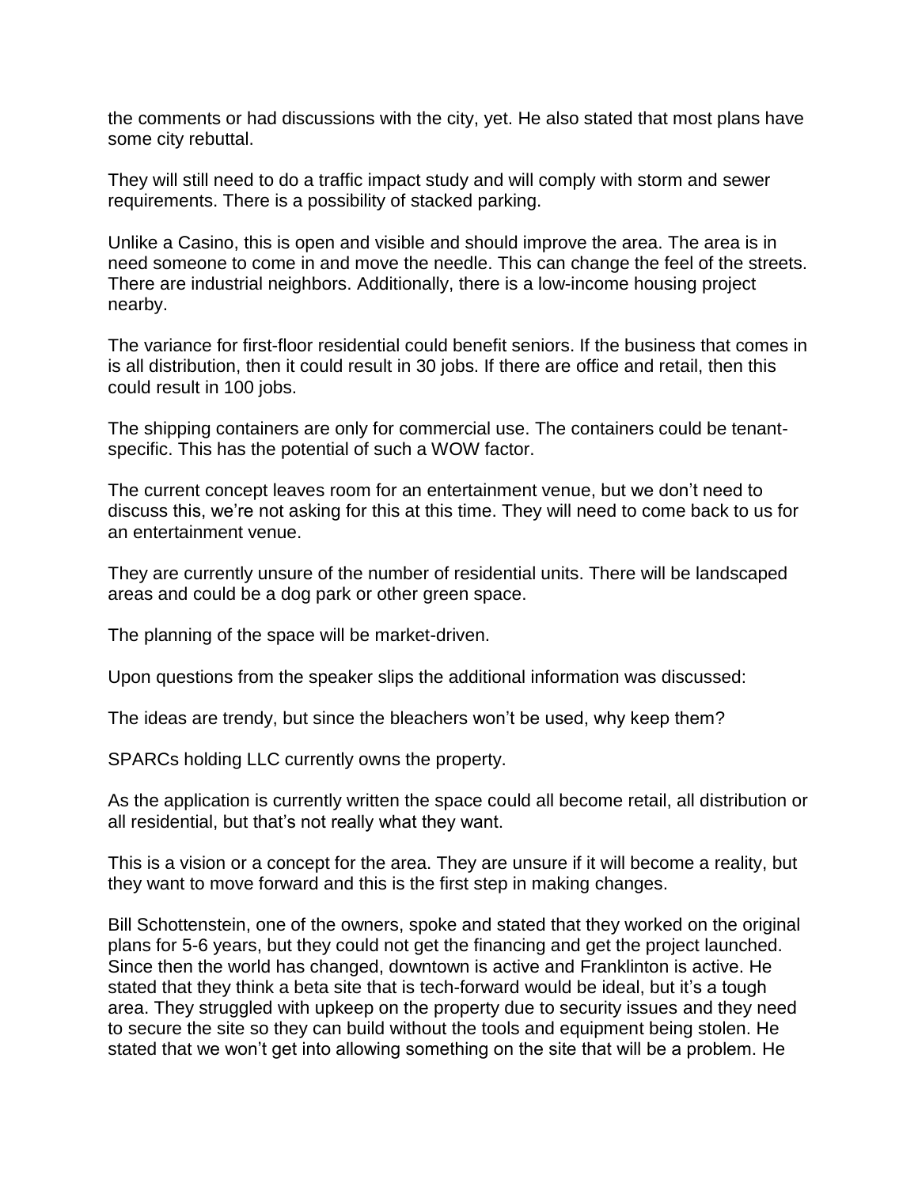the comments or had discussions with the city, yet. He also stated that most plans have some city rebuttal.

They will still need to do a traffic impact study and will comply with storm and sewer requirements. There is a possibility of stacked parking.

Unlike a Casino, this is open and visible and should improve the area. The area is in need someone to come in and move the needle. This can change the feel of the streets. There are industrial neighbors. Additionally, there is a low-income housing project nearby.

The variance for first-floor residential could benefit seniors. If the business that comes in is all distribution, then it could result in 30 jobs. If there are office and retail, then this could result in 100 jobs.

The shipping containers are only for commercial use. The containers could be tenant-specific. This has the potential of such a WOW factor.

The current concept leaves room for an entertainment venue, but we don't need to discuss this, we're not asking for this at this time. They will need to come back to us for an entertainment venue.

They are currently unsure of the number of residential units. There will be landscaped areas and could be a dog park or other green space.

The planning of the space will be market-driven.

Upon questions from the speaker slips the additional information was discussed:

The ideas are trendy, but since the bleachers won't be used, why keep them?

SPARCs holding LLC currently owns the property.

As the application is currently written the space could all become retail, all distribution or all residential, but that's not really what they want.

This is a vision or a concept for the area. They are unsure if it will become a reality, but they want to move forward and this is the first step in making changes.

Bill Schottenstein, one of the owners, spoke and stated that they worked on the original plans for 5-6 years, but they could not get the financing and get the project launched. Since then the world has changed, downtown is active and Franklinton is active. He stated that they think a beta site that is tech-forward would be ideal, but it's a tough area. They struggled with upkeep on the property due to security issues and they need to secure the site so they can build without the tools and equipment being stolen. He stated that we won't get into allowing something on the site that will be a problem. He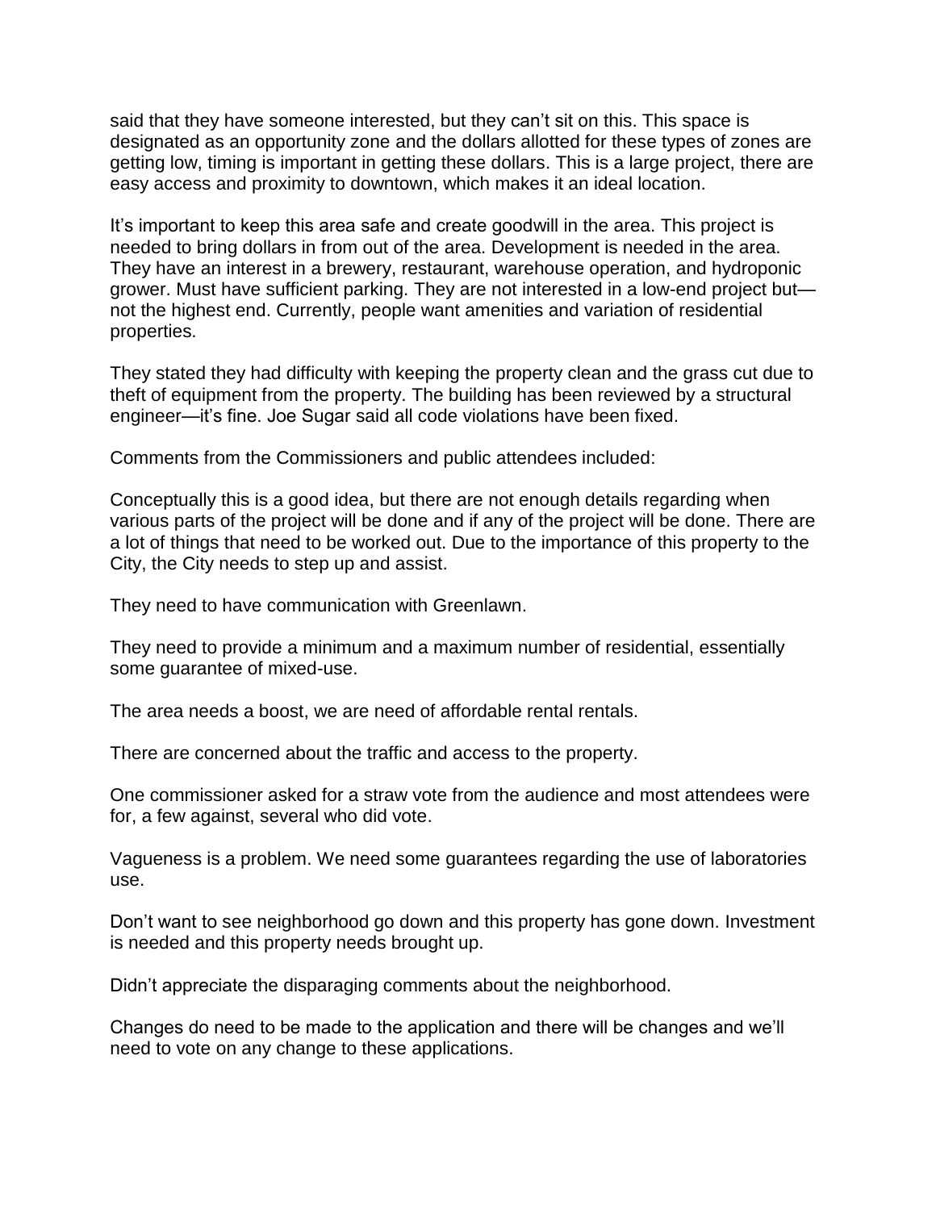said that they have someone interested, but they can't sit on this. This space is designated as an opportunity zone and the dollars allotted for these types of zones are getting low, timing is important in getting these dollars. This is a large project, there are easy access and proximity to downtown, which makes it an ideal location.

It's important to keep this area safe and create goodwill in the area. This project is needed to bring dollars in from out of the area. Development is needed in the area. They have an interest in a brewery, restaurant, warehouse operation, and hydroponic grower. Must have sufficient parking. They are not interested in a low-end project but—not the highest end. Currently, people want amenities and variation of residential properties.

They stated they had difficulty with keeping the property clean and the grass cut due to theft of equipment from the property. The building has been reviewed by a structural engineer—it's fine. Joe Sugar said all code violations have been fixed.

Comments from the Commissioners and public attendees included:

Conceptually this is a good idea, but there are not enough details regarding when various parts of the project will be done and if any of the project will be done. There are a lot of things that need to be worked out. Due to the importance of this property to the City, the City needs to step up and assist.

They need to have communication with Greenlawn.

They need to provide a minimum and a maximum number of residential, essentially some guarantee of mixed-use.

The area needs a boost, we are need of affordable rental rentals.

There are concerned about the traffic and access to the property.

One commissioner asked for a straw vote from the audience and most attendees were for, a few against, several who did vote.

Vagueness is a problem. We need some guarantees regarding the use of laboratories use.

Don't want to see neighborhood go down and this property has gone down. Investment is needed and this property needs brought up.

Didn't appreciate the disparaging comments about the neighborhood.

Changes do need to be made to the application and there will be changes and we'll need to vote on any change to these applications.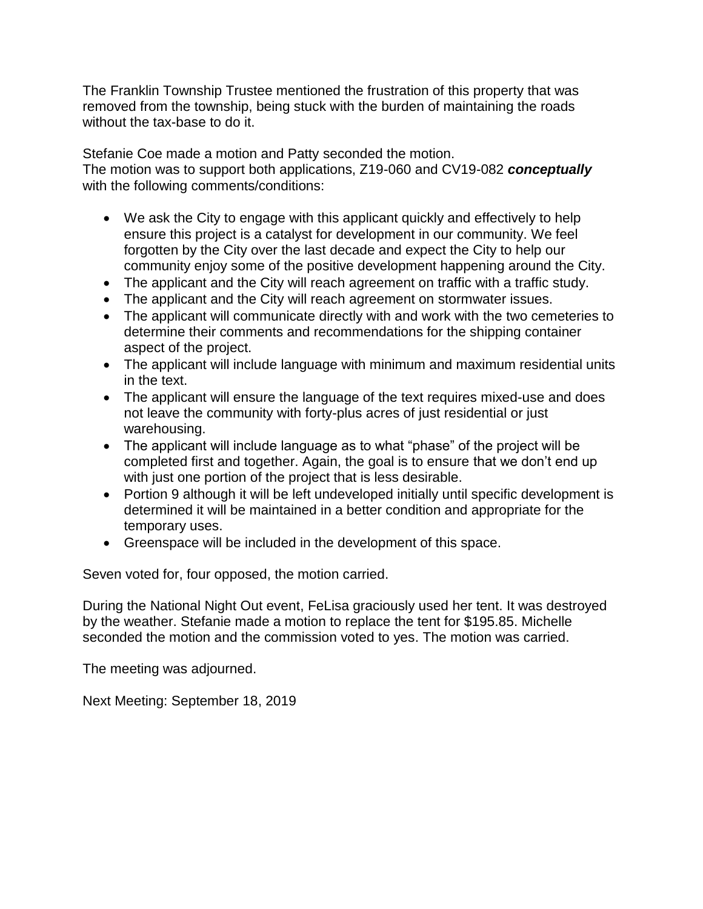The Franklin Township Trustee mentioned the frustration of this property that was removed from the township, being stuck with the burden of maintaining the roads without the tax-base to do it.

Stefanie Coe made a motion and Patty seconded the motion.
The motion was to support both applications, Z19-060 and CV19-082 ***conceptually*** with the following comments/conditions:

- We ask the City to engage with this applicant quickly and effectively to help ensure this project is a catalyst for development in our community. We feel forgotten by the City over the last decade and expect the City to help our community enjoy some of the positive development happening around the City.
- The applicant and the City will reach agreement on traffic with a traffic study.
- The applicant and the City will reach agreement on stormwater issues.
- The applicant will communicate directly with and work with the two cemeteries to determine their comments and recommendations for the shipping container aspect of the project.
- The applicant will include language with minimum and maximum residential units in the text.
- The applicant will ensure the language of the text requires mixed-use and does not leave the community with forty-plus acres of just residential or just warehousing.
- The applicant will include language as to what "phase" of the project will be completed first and together. Again, the goal is to ensure that we don't end up with just one portion of the project that is less desirable.
- Portion 9 although it will be left undeveloped initially until specific development is determined it will be maintained in a better condition and appropriate for the temporary uses.
- Greenspace will be included in the development of this space.

Seven voted for, four opposed, the motion carried.

During the National Night Out event, FeLisa graciously used her tent. It was destroyed by the weather. Stefanie made a motion to replace the tent for $195.85. Michelle seconded the motion and the commission voted to yes. The motion was carried.

The meeting was adjourned.

Next Meeting: September 18, 2019